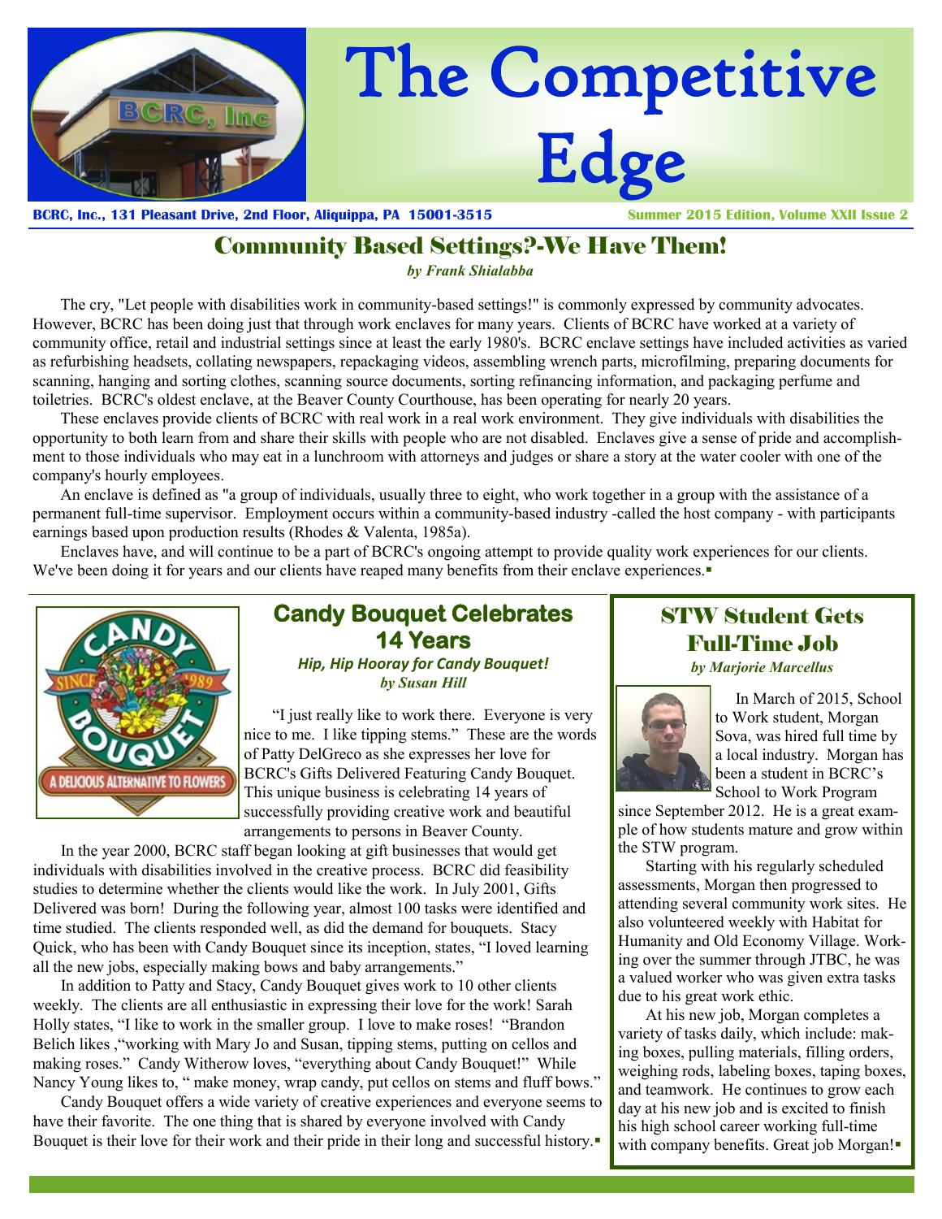# The Competitive Edge

**BCRC, Inc., 131 Pleasant Drive, 2nd Floor, Aliquippa, PA 15001-3515** **Summer 2015 Edition, Volume XXII Issue 2**

## Community Based Settings?-We Have Them!

***by Frank Shialabba***

The cry, "Let people with disabilities work in community-based settings!" is commonly expressed by community advocates. However, BCRC has been doing just that through work enclaves for many years. Clients of BCRC have worked at a variety of community office, retail and industrial settings since at least the early 1980's. BCRC enclave settings have included activities as varied as refurbishing headsets, collating newspapers, repackaging videos, assembling wrench parts, microfilming, preparing documents for scanning, hanging and sorting clothes, scanning source documents, sorting refinancing information, and packaging perfume and toiletries. BCRC's oldest enclave, at the Beaver County Courthouse, has been operating for nearly 20 years.

These enclaves provide clients of BCRC with real work in a real work environment. They give individuals with disabilities the opportunity to both learn from and share their skills with people who are not disabled. Enclaves give a sense of pride and accomplishment to those individuals who may eat in a lunchroom with attorneys and judges or share a story at the water cooler with one of the company's hourly employees.

An enclave is defined as "a group of individuals, usually three to eight, who work together in a group with the assistance of a permanent full-time supervisor. Employment occurs within a community-based industry -called the host company - with participants earnings based upon production results (Rhodes & Valenta, 1985a).

Enclaves have, and will continue to be a part of BCRC's ongoing attempt to provide quality work experiences for our clients. We've been doing it for years and our clients have reaped many benefits from their enclave experiences.▪

## Candy Bouquet Celebrates 14 Years

***Hip, Hip Hooray for Candy Bouquet!***
***by Susan Hill***

"I just really like to work there. Everyone is very nice to me. I like tipping stems." These are the words of Patty DelGreco as she expresses her love for BCRC's Gifts Delivered Featuring Candy Bouquet. This unique business is celebrating 14 years of successfully providing creative work and beautiful arrangements to persons in Beaver County.

In the year 2000, BCRC staff began looking at gift businesses that would get individuals with disabilities involved in the creative process. BCRC did feasibility studies to determine whether the clients would like the work. In July 2001, Gifts Delivered was born! During the following year, almost 100 tasks were identified and time studied. The clients responded well, as did the demand for bouquets. Stacy Quick, who has been with Candy Bouquet since its inception, states, "I loved learning all the new jobs, especially making bows and baby arrangements."

In addition to Patty and Stacy, Candy Bouquet gives work to 10 other clients weekly. The clients are all enthusiastic in expressing their love for the work! Sarah Holly states, "I like to work in the smaller group. I love to make roses! "Brandon Belich likes ,"working with Mary Jo and Susan, tipping stems, putting on cellos and making roses." Candy Witherow loves, "everything about Candy Bouquet!" While Nancy Young likes to, " make money, wrap candy, put cellos on stems and fluff bows."

Candy Bouquet offers a wide variety of creative experiences and everyone seems to have their favorite. The one thing that is shared by everyone involved with Candy Bouquet is their love for their work and their pride in their long and successful history.▪

## STW Student Gets Full-Time Job

***by Marjorie Marcellus***

In March of 2015, School to Work student, Morgan Sova, was hired full time by a local industry. Morgan has been a student in BCRC's School to Work Program since September 2012. He is a great example of how students mature and grow within the STW program.

Starting with his regularly scheduled assessments, Morgan then progressed to attending several community work sites. He also volunteered weekly with Habitat for Humanity and Old Economy Village. Working over the summer through JTBC, he was a valued worker who was given extra tasks due to his great work ethic.

At his new job, Morgan completes a variety of tasks daily, which include: making boxes, pulling materials, filling orders, weighing rods, labeling boxes, taping boxes, and teamwork. He continues to grow each day at his new job and is excited to finish his high school career working full-time with company benefits. Great job Morgan!▪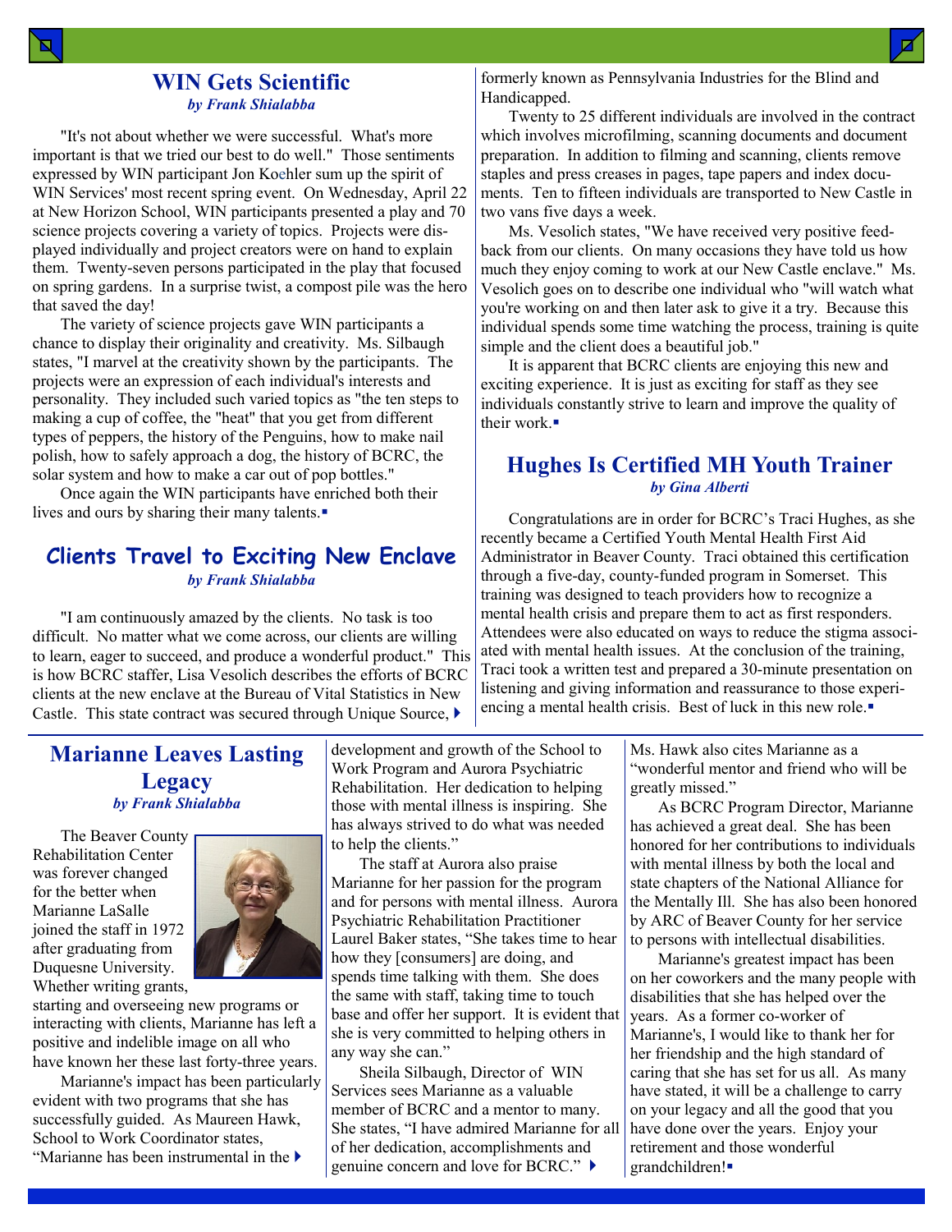## WIN Gets Scientific

*by Frank Shialabba*

"It's not about whether we were successful. What's more important is that we tried our best to do well." Those sentiments expressed by WIN participant Jon Koehler sum up the spirit of WIN Services' most recent spring event. On Wednesday, April 22 at New Horizon School, WIN participants presented a play and 70 science projects covering a variety of topics. Projects were displayed individually and project creators were on hand to explain them. Twenty-seven persons participated in the play that focused on spring gardens. In a surprise twist, a compost pile was the hero that saved the day!

The variety of science projects gave WIN participants a chance to display their originality and creativity. Ms. Silbaugh states, "I marvel at the creativity shown by the participants. The projects were an expression of each individual's interests and personality. They included such varied topics as "the ten steps to making a cup of coffee, the "heat" that you get from different types of peppers, the history of the Penguins, how to make nail polish, how to safely approach a dog, the history of BCRC, the solar system and how to make a car out of pop bottles."

Once again the WIN participants have enriched both their lives and ours by sharing their many talents.▪

## Clients Travel to Exciting New Enclave

*by Frank Shialabba*

"I am continuously amazed by the clients. No task is too difficult. No matter what we come across, our clients are willing to learn, eager to succeed, and produce a wonderful product." This is how BCRC staffer, Lisa Vesolich describes the efforts of BCRC clients at the new enclave at the Bureau of Vital Statistics in New Castle. This state contract was secured through Unique Source, formerly known as Pennsylvania Industries for the Blind and Handicapped.

Twenty to 25 different individuals are involved in the contract which involves microfilming, scanning documents and document preparation. In addition to filming and scanning, clients remove staples and press creases in pages, tape papers and index documents. Ten to fifteen individuals are transported to New Castle in two vans five days a week.

Ms. Vesolich states, "We have received very positive feedback from our clients. On many occasions they have told us how much they enjoy coming to work at our New Castle enclave." Ms. Vesolich goes on to describe one individual who "will watch what you're working on and then later ask to give it a try. Because this individual spends some time watching the process, training is quite simple and the client does a beautiful job."

It is apparent that BCRC clients are enjoying this new and exciting experience. It is just as exciting for staff as they see individuals constantly strive to learn and improve the quality of their work.▪

## Hughes Is Certified MH Youth Trainer

*by Gina Alberti*

Congratulations are in order for BCRC's Traci Hughes, as she recently became a Certified Youth Mental Health First Aid Administrator in Beaver County. Traci obtained this certification through a five-day, county-funded program in Somerset. This training was designed to teach providers how to recognize a mental health crisis and prepare them to act as first responders. Attendees were also educated on ways to reduce the stigma associated with mental health issues. At the conclusion of the training, Traci took a written test and prepared a 30-minute presentation on listening and giving information and reassurance to those experiencing a mental health crisis. Best of luck in this new role.▪

## Marianne Leaves Lasting Legacy

*by Frank Shialabba*

The Beaver County Rehabilitation Center was forever changed for the better when Marianne LaSalle joined the staff in 1972 after graduating from Duquesne University. Whether writing grants, starting and overseeing new programs or interacting with clients, Marianne has left a positive and indelible image on all who have known her these last forty-three years.

Marianne's impact has been particularly evident with two programs that she has successfully guided. As Maureen Hawk, School to Work Coordinator states, "Marianne has been instrumental in the development and growth of the School to Work Program and Aurora Psychiatric Rehabilitation. Her dedication to helping those with mental illness is inspiring. She has always strived to do what was needed to help the clients."

The staff at Aurora also praise Marianne for her passion for the program and for persons with mental illness. Aurora Psychiatric Rehabilitation Practitioner Laurel Baker states, "She takes time to hear how they [consumers] are doing, and spends time talking with them. She does the same with staff, taking time to touch base and offer her support. It is evident that she is very committed to helping others in any way she can."

Sheila Silbaugh, Director of WIN Services sees Marianne as a valuable member of BCRC and a mentor to many. She states, "I have admired Marianne for all of her dedication, accomplishments and genuine concern and love for BCRC." Ms. Hawk also cites Marianne as a "wonderful mentor and friend who will be greatly missed."

As BCRC Program Director, Marianne has achieved a great deal. She has been honored for her contributions to individuals with mental illness by both the local and state chapters of the National Alliance for the Mentally Ill. She has also been honored by ARC of Beaver County for her service to persons with intellectual disabilities.

Marianne's greatest impact has been on her coworkers and the many people with disabilities that she has helped over the years. As a former co-worker of Marianne's, I would like to thank her for her friendship and the high standard of caring that she has set for us all. As many have stated, it will be a challenge to carry on your legacy and all the good that you have done over the years. Enjoy your retirement and those wonderful grandchildren!▪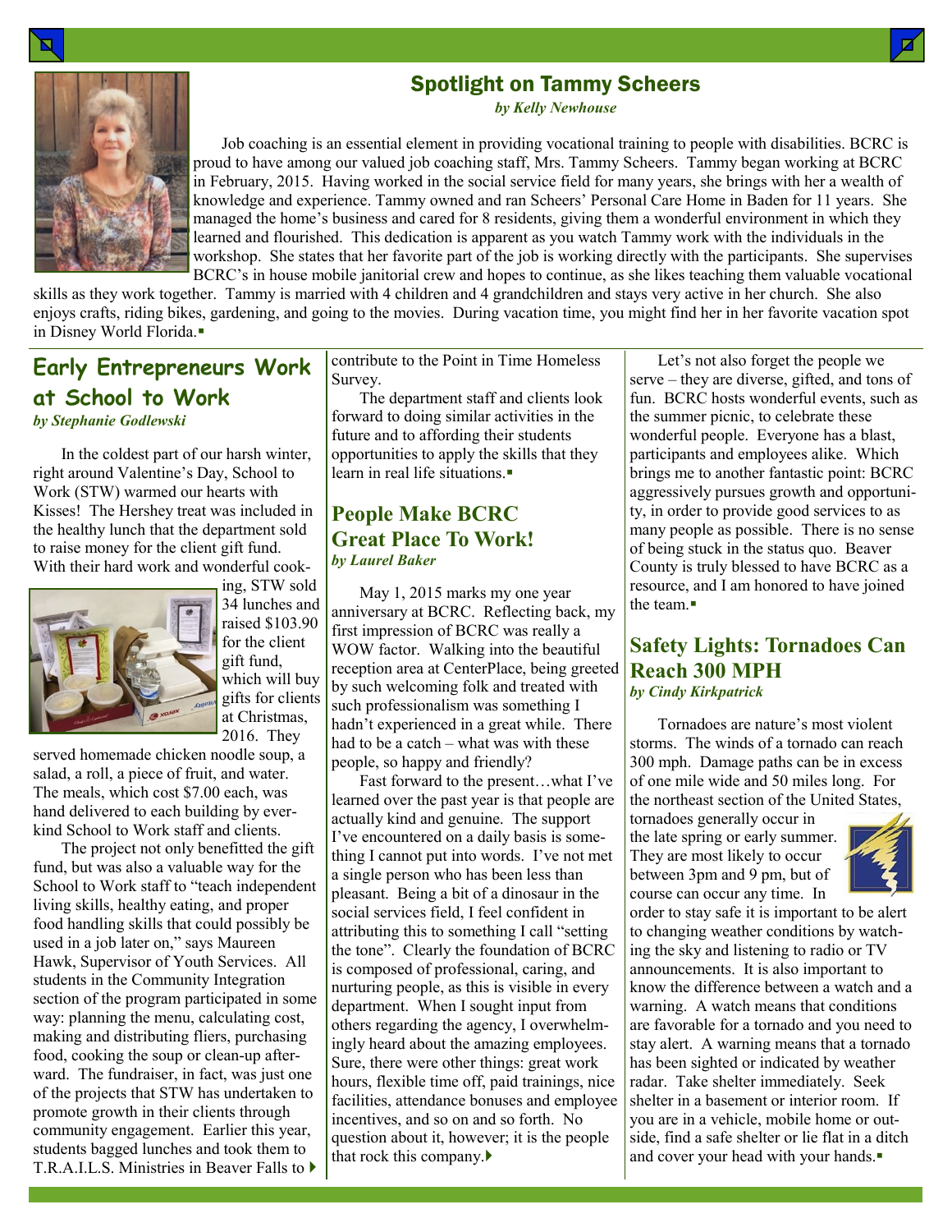## Spotlight on Tammy Scheers

*by Kelly Newhouse*

Job coaching is an essential element in providing vocational training to people with disabilities. BCRC is proud to have among our valued job coaching staff, Mrs. Tammy Scheers. Tammy began working at BCRC in February, 2015. Having worked in the social service field for many years, she brings with her a wealth of knowledge and experience. Tammy owned and ran Scheers' Personal Care Home in Baden for 11 years. She managed the home's business and cared for 8 residents, giving them a wonderful environment in which they learned and flourished. This dedication is apparent as you watch Tammy work with the individuals in the workshop. She states that her favorite part of the job is working directly with the participants. She supervises BCRC's in house mobile janitorial crew and hopes to continue, as she likes teaching them valuable vocational skills as they work together. Tammy is married with 4 children and 4 grandchildren and stays very active in her church. She also enjoys crafts, riding bikes, gardening, and going to the movies. During vacation time, you might find her in her favorite vacation spot in Disney World Florida.▪

## Early Entrepreneurs Work at School to Work

*by Stephanie Godlewski*

In the coldest part of our harsh winter, right around Valentine's Day, School to Work (STW) warmed our hearts with Kisses! The Hershey treat was included in the healthy lunch that the department sold to raise money for the client gift fund. With their hard work and wonderful cooking, STW sold 34 lunches and raised $103.90 for the client gift fund, which will buy gifts for clients at Christmas, 2016. They served homemade chicken noodle soup, a salad, a roll, a piece of fruit, and water. The meals, which cost $7.00 each, was hand delivered to each building by ever-kind School to Work staff and clients.

The project not only benefitted the gift fund, but was also a valuable way for the School to Work staff to "teach independent living skills, healthy eating, and proper food handling skills that could possibly be used in a job later on," says Maureen Hawk, Supervisor of Youth Services. All students in the Community Integration section of the program participated in some way: planning the menu, calculating cost, making and distributing fliers, purchasing food, cooking the soup or clean-up afterward. The fundraiser, in fact, was just one of the projects that STW has undertaken to promote growth in their clients through community engagement. Earlier this year, students bagged lunches and took them to T.R.A.I.L.S. Ministries in Beaver Falls to contribute to the Point in Time Homeless Survey.

The department staff and clients look forward to doing similar activities in the future and to affording their students opportunities to apply the skills that they learn in real life situations.▪

## People Make BCRC Great Place To Work!

*by Laurel Baker*

May 1, 2015 marks my one year anniversary at BCRC. Reflecting back, my first impression of BCRC was really a WOW factor. Walking into the beautiful reception area at CenterPlace, being greeted by such welcoming folk and treated with such professionalism was something I hadn't experienced in a great while. There had to be a catch – what was with these people, so happy and friendly?

Fast forward to the present…what I've learned over the past year is that people are actually kind and genuine. The support I've encountered on a daily basis is something I cannot put into words. I've not met a single person who has been less than pleasant. Being a bit of a dinosaur in the social services field, I feel confident in attributing this to something I call "setting the tone". Clearly the foundation of BCRC is composed of professional, caring, and nurturing people, as this is visible in every department. When I sought input from others regarding the agency, I overwhelmingly heard about the amazing employees. Sure, there were other things: great work hours, flexible time off, paid trainings, nice facilities, attendance bonuses and employee incentives, and so on and so forth. No question about it, however; it is the people that rock this company.

Let's not also forget the people we serve – they are diverse, gifted, and tons of fun. BCRC hosts wonderful events, such as the summer picnic, to celebrate these wonderful people. Everyone has a blast, participants and employees alike. Which brings me to another fantastic point: BCRC aggressively pursues growth and opportunity, in order to provide good services to as many people as possible. There is no sense of being stuck in the status quo. Beaver County is truly blessed to have BCRC as a resource, and I am honored to have joined the team.▪

## Safety Lights: Tornadoes Can Reach 300 MPH

*by Cindy Kirkpatrick*

Tornadoes are nature's most violent storms. The winds of a tornado can reach 300 mph. Damage paths can be in excess of one mile wide and 50 miles long. For the northeast section of the United States, tornadoes generally occur in the late spring or early summer. They are most likely to occur between 3pm and 9 pm, but of course can occur any time. In order to stay safe it is important to be alert to changing weather conditions by watching the sky and listening to radio or TV announcements. It is also important to know the difference between a watch and a warning. A watch means that conditions are favorable for a tornado and you need to stay alert. A warning means that a tornado has been sighted or indicated by weather radar. Take shelter immediately. Seek shelter in a basement or interior room. If you are in a vehicle, mobile home or outside, find a safe shelter or lie flat in a ditch and cover your head with your hands.▪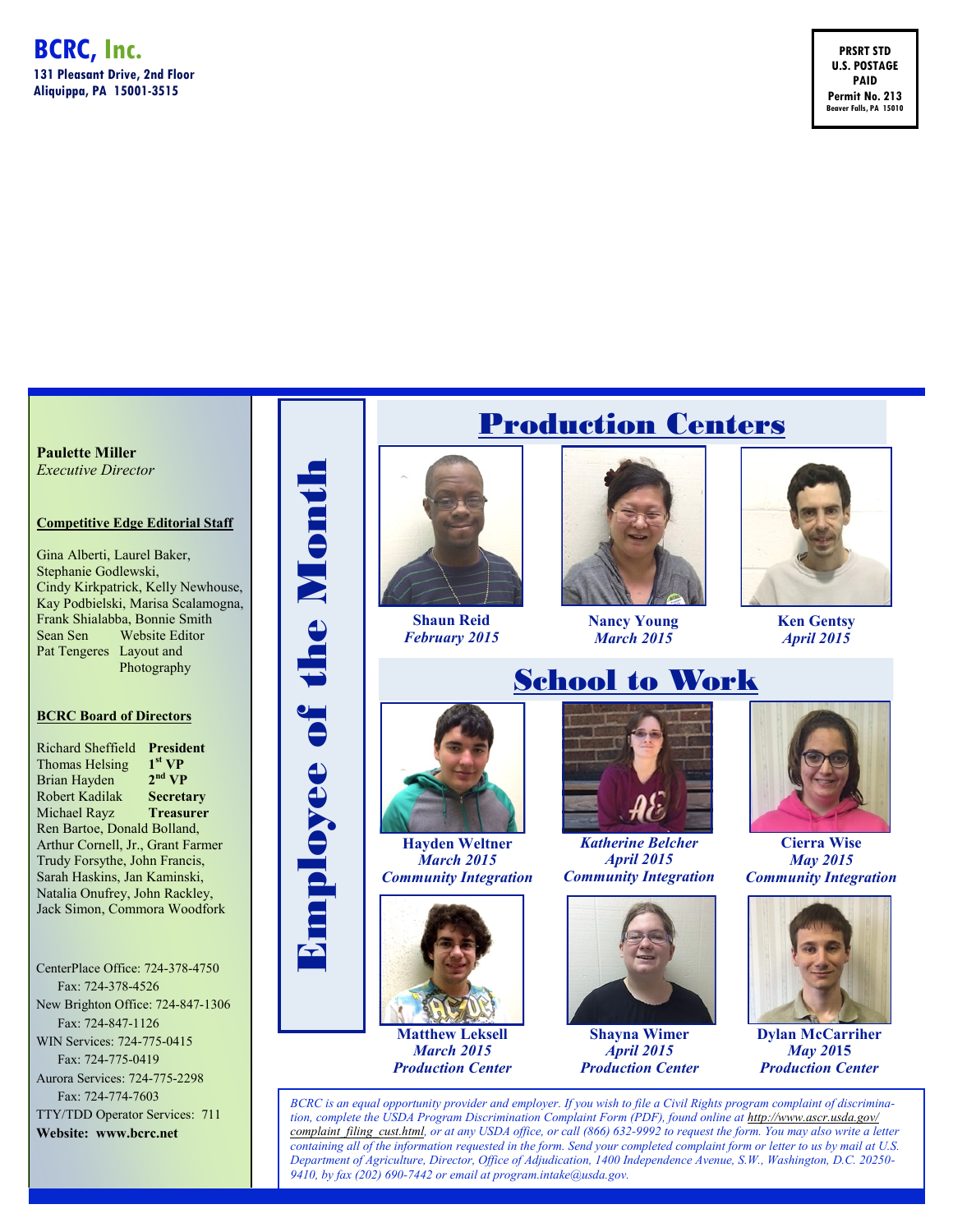**BCRC, Inc.**
131 Pleasant Drive, 2nd Floor
Aliquippa, PA 15001-3515

PRSRT STD
U.S. POSTAGE
PAID
Permit No. 213
Beaver Falls, PA 15010

**Paulette Miller**
*Executive Director*

**Competitive Edge Editorial Staff**

Gina Alberti, Laurel Baker, Stephanie Godlewski, Cindy Kirkpatrick, Kelly Newhouse, Kay Podbielski, Marisa Scalamogna, Frank Shialabba, Bonnie Smith
Sean Sen Website Editor
Pat Tengeres Layout and Photography

**BCRC Board of Directors**

Richard Sheffield **President**
Thomas Helsing **1st VP**
Brian Hayden **2nd VP**
Robert Kadilak **Secretary**
Michael Rayz **Treasurer**
Ren Bartoe, Donald Bolland, Arthur Cornell, Jr., Grant Farmer Trudy Forsythe, John Francis, Sarah Haskins, Jan Kaminski, Natalia Onufrey, John Rackley, Jack Simon, Commora Woodfork

CenterPlace Office: 724-378-4750
Fax: 724-378-4526
New Brighton Office: 724-847-1306
Fax: 724-847-1126
WIN Services: 724-775-0415
Fax: 724-775-0419
Aurora Services: 724-775-2298
Fax: 724-774-7603
TTY/TDD Operator Services: 711
**Website: www.bcrc.net**

# Employee of the Month

## Production Centers

**Shaun Reid**
*February 2015*

**Nancy Young**
*March 2015*

**Ken Gentsy**
*April 2015*

## School to Work

**Hayden Weltner**
*March 2015*
*Community Integration*

*Katherine Belcher*
*April 2015*
*Community Integration*

**Cierra Wise**
*May 2015*
*Community Integration*

**Matthew Leksell**
*March 2015*
*Production Center*

**Shayna Wimer**
*April 2015*
*Production Center*

**Dylan McCarriher**
*May 2015*
*Production Center*

*BCRC is an equal opportunity provider and employer. If you wish to file a Civil Rights program complaint of discrimination, complete the USDA Program Discrimination Complaint Form (PDF), found online at http://www.ascr.usda.gov/complaint_filing_cust.html, or at any USDA office, or call (866) 632-9992 to request the form. You may also write a letter containing all of the information requested in the form. Send your completed complaint form or letter to us by mail at U.S. Department of Agriculture, Director, Office of Adjudication, 1400 Independence Avenue, S.W., Washington, D.C. 20250-9410, by fax (202) 690-7442 or email at program.intake@usda.gov.*